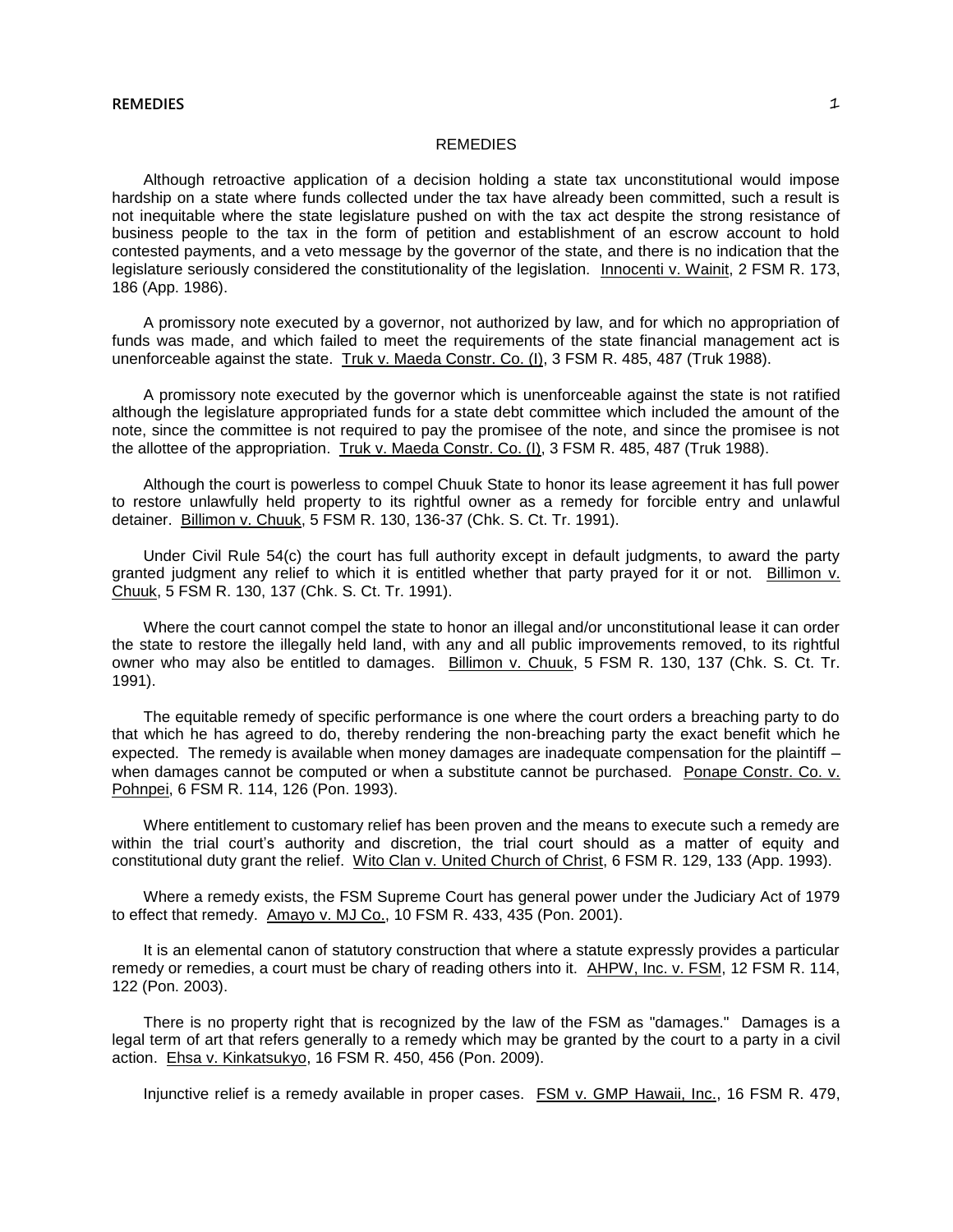# REMEDIES

Although retroactive application of a decision holding a state tax unconstitutional would impose hardship on a state where funds collected under the tax have already been committed, such a result is not inequitable where the state legislature pushed on with the tax act despite the strong resistance of business people to the tax in the form of petition and establishment of an escrow account to hold contested payments, and a veto message by the governor of the state, and there is no indication that the legislature seriously considered the constitutionality of the legislation. Innocenti v. Wainit, 2 FSM R. 173, 186 (App. 1986).

A promissory note executed by a governor, not authorized by law, and for which no appropriation of funds was made, and which failed to meet the requirements of the state financial management act is unenforceable against the state. Truk v. Maeda Constr. Co. (I), 3 FSM R. 485, 487 (Truk 1988).

A promissory note executed by the governor which is unenforceable against the state is not ratified although the legislature appropriated funds for a state debt committee which included the amount of the note, since the committee is not required to pay the promisee of the note, and since the promisee is not the allottee of the appropriation. Truk v. Maeda Constr. Co. (I), 3 FSM R. 485, 487 (Truk 1988).

Although the court is powerless to compel Chuuk State to honor its lease agreement it has full power to restore unlawfully held property to its rightful owner as a remedy for forcible entry and unlawful detainer. Billimon v. Chuuk, 5 FSM R. 130, 136-37 (Chk. S. Ct. Tr. 1991).

Under Civil Rule 54(c) the court has full authority except in default judgments, to award the party granted judgment any relief to which it is entitled whether that party prayed for it or not. Billimon v. Chuuk, 5 FSM R. 130, 137 (Chk. S. Ct. Tr. 1991).

Where the court cannot compel the state to honor an illegal and/or unconstitutional lease it can order the state to restore the illegally held land, with any and all public improvements removed, to its rightful owner who may also be entitled to damages. Billimon v. Chuuk, 5 FSM R. 130, 137 (Chk. S. Ct. Tr. 1991).

The equitable remedy of specific performance is one where the court orders a breaching party to do that which he has agreed to do, thereby rendering the non-breaching party the exact benefit which he expected. The remedy is available when money damages are inadequate compensation for the plaintiff – when damages cannot be computed or when a substitute cannot be purchased. Ponape Constr. Co. v. Pohnpei, 6 FSM R. 114, 126 (Pon. 1993).

Where entitlement to customary relief has been proven and the means to execute such a remedy are within the trial court's authority and discretion, the trial court should as a matter of equity and constitutional duty grant the relief. Wito Clan v. United Church of Christ, 6 FSM R. 129, 133 (App. 1993).

Where a remedy exists, the FSM Supreme Court has general power under the Judiciary Act of 1979 to effect that remedy. Amayo v. MJ Co., 10 FSM R. 433, 435 (Pon. 2001).

It is an elemental canon of statutory construction that where a statute expressly provides a particular remedy or remedies, a court must be chary of reading others into it. AHPW, Inc. v. FSM, 12 FSM R. 114, 122 (Pon. 2003).

There is no property right that is recognized by the law of the FSM as "damages." Damages is a legal term of art that refers generally to a remedy which may be granted by the court to a party in a civil action. Ehsa v. Kinkatsukyo, 16 FSM R. 450, 456 (Pon. 2009).

Injunctive relief is a remedy available in proper cases. FSM v. GMP Hawaii, Inc., 16 FSM R. 479,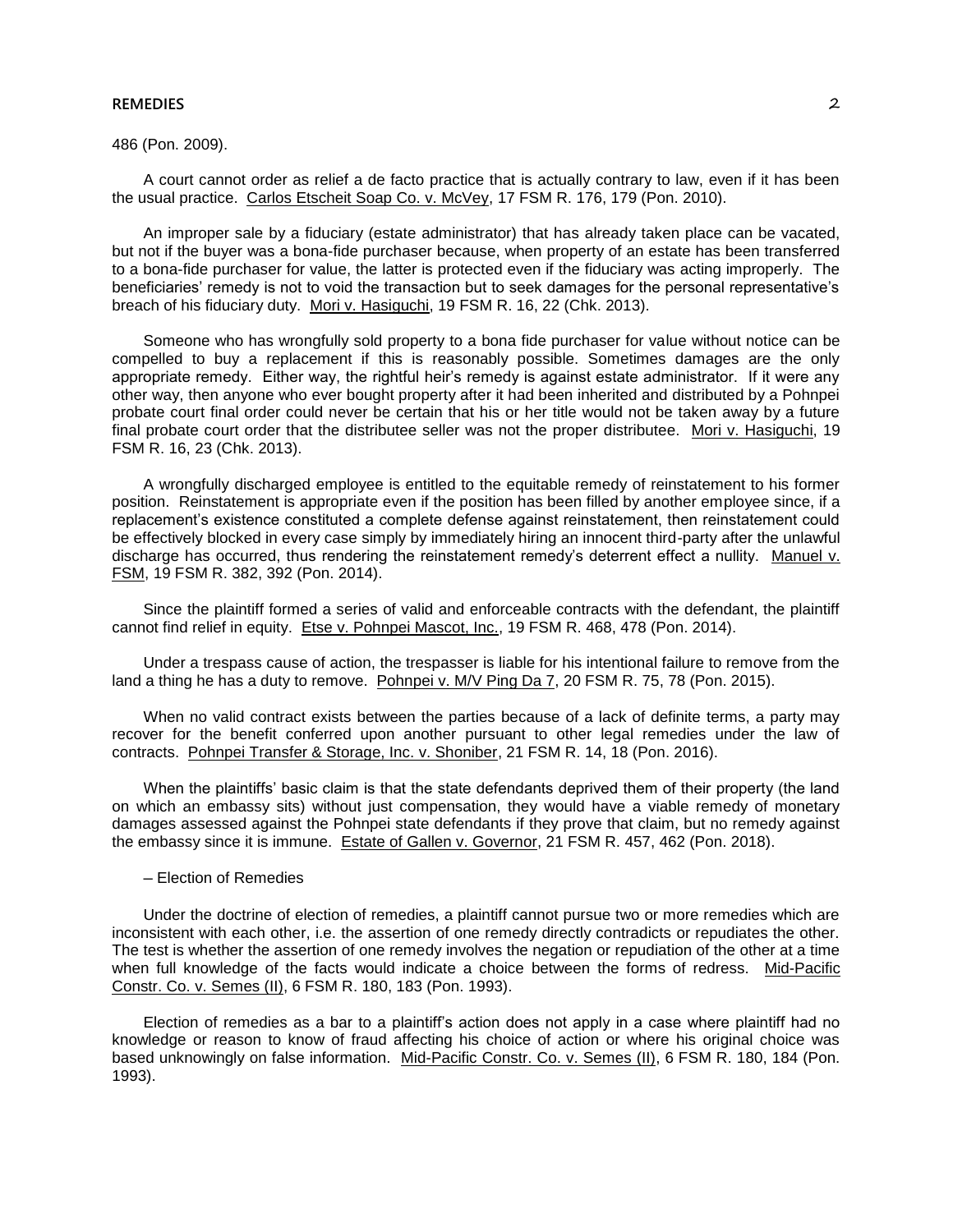486 (Pon. 2009).

A court cannot order as relief a de facto practice that is actually contrary to law, even if it has been the usual practice. Carlos Etscheit Soap Co. v. McVey, 17 FSM R. 176, 179 (Pon. 2010).

An improper sale by a fiduciary (estate administrator) that has already taken place can be vacated, but not if the buyer was a bona-fide purchaser because, when property of an estate has been transferred to a bona-fide purchaser for value, the latter is protected even if the fiduciary was acting improperly. The beneficiaries' remedy is not to void the transaction but to seek damages for the personal representative's breach of his fiduciary duty. Mori v. Hasiguchi, 19 FSM R. 16, 22 (Chk. 2013).

Someone who has wrongfully sold property to a bona fide purchaser for value without notice can be compelled to buy a replacement if this is reasonably possible. Sometimes damages are the only appropriate remedy. Either way, the rightful heir's remedy is against estate administrator. If it were any other way, then anyone who ever bought property after it had been inherited and distributed by a Pohnpei probate court final order could never be certain that his or her title would not be taken away by a future final probate court order that the distributee seller was not the proper distributee. Mori v. Hasiguchi, 19 FSM R. 16, 23 (Chk. 2013).

A wrongfully discharged employee is entitled to the equitable remedy of reinstatement to his former position. Reinstatement is appropriate even if the position has been filled by another employee since, if a replacement's existence constituted a complete defense against reinstatement, then reinstatement could be effectively blocked in every case simply by immediately hiring an innocent third-party after the unlawful discharge has occurred, thus rendering the reinstatement remedy's deterrent effect a nullity. Manuel v. FSM, 19 FSM R. 382, 392 (Pon. 2014).

Since the plaintiff formed a series of valid and enforceable contracts with the defendant, the plaintiff cannot find relief in equity. Etse v. Pohnpei Mascot, Inc., 19 FSM R. 468, 478 (Pon. 2014).

Under a trespass cause of action, the trespasser is liable for his intentional failure to remove from the land a thing he has a duty to remove. Pohnpei v. M/V Ping Da 7, 20 FSM R. 75, 78 (Pon. 2015).

When no valid contract exists between the parties because of a lack of definite terms, a party may recover for the benefit conferred upon another pursuant to other legal remedies under the law of contracts. Pohnpei Transfer & Storage, Inc. v. Shoniber, 21 FSM R. 14, 18 (Pon. 2016).

When the plaintiffs' basic claim is that the state defendants deprived them of their property (the land on which an embassy sits) without just compensation, they would have a viable remedy of monetary damages assessed against the Pohnpei state defendants if they prove that claim, but no remedy against the embassy since it is immune. Estate of Gallen v. Governor, 21 FSM R. 457, 462 (Pon. 2018).

– Election of Remedies

Under the doctrine of election of remedies, a plaintiff cannot pursue two or more remedies which are inconsistent with each other, i.e. the assertion of one remedy directly contradicts or repudiates the other. The test is whether the assertion of one remedy involves the negation or repudiation of the other at a time when full knowledge of the facts would indicate a choice between the forms of redress. Mid-Pacific Constr. Co. v. Semes (II), 6 FSM R. 180, 183 (Pon. 1993).

Election of remedies as a bar to a plaintiff's action does not apply in a case where plaintiff had no knowledge or reason to know of fraud affecting his choice of action or where his original choice was based unknowingly on false information. Mid-Pacific Constr. Co. v. Semes (II), 6 FSM R. 180, 184 (Pon. 1993).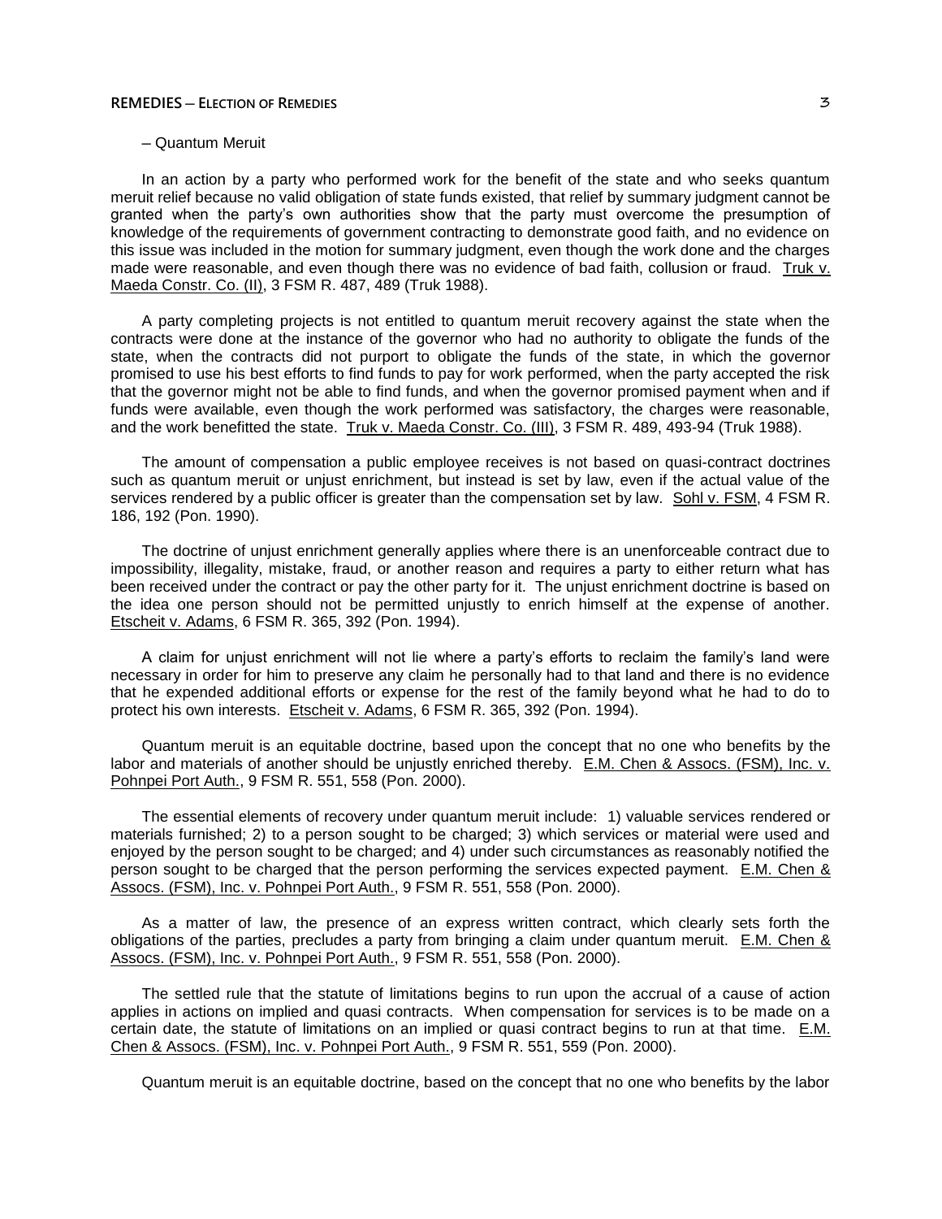– Quantum Meruit

In an action by a party who performed work for the benefit of the state and who seeks quantum meruit relief because no valid obligation of state funds existed, that relief by summary judgment cannot be granted when the party's own authorities show that the party must overcome the presumption of knowledge of the requirements of government contracting to demonstrate good faith, and no evidence on this issue was included in the motion for summary judgment, even though the work done and the charges made were reasonable, and even though there was no evidence of bad faith, collusion or fraud. Truk v. Maeda Constr. Co. (II), 3 FSM R. 487, 489 (Truk 1988).

A party completing projects is not entitled to quantum meruit recovery against the state when the contracts were done at the instance of the governor who had no authority to obligate the funds of the state, when the contracts did not purport to obligate the funds of the state, in which the governor promised to use his best efforts to find funds to pay for work performed, when the party accepted the risk that the governor might not be able to find funds, and when the governor promised payment when and if funds were available, even though the work performed was satisfactory, the charges were reasonable, and the work benefitted the state. Truk v. Maeda Constr. Co. (III), 3 FSM R. 489, 493-94 (Truk 1988).

The amount of compensation a public employee receives is not based on quasi-contract doctrines such as quantum meruit or unjust enrichment, but instead is set by law, even if the actual value of the services rendered by a public officer is greater than the compensation set by law. Sohl v. FSM, 4 FSM R. 186, 192 (Pon. 1990).

The doctrine of unjust enrichment generally applies where there is an unenforceable contract due to impossibility, illegality, mistake, fraud, or another reason and requires a party to either return what has been received under the contract or pay the other party for it. The unjust enrichment doctrine is based on the idea one person should not be permitted unjustly to enrich himself at the expense of another. Etscheit v. Adams, 6 FSM R. 365, 392 (Pon. 1994).

A claim for unjust enrichment will not lie where a party's efforts to reclaim the family's land were necessary in order for him to preserve any claim he personally had to that land and there is no evidence that he expended additional efforts or expense for the rest of the family beyond what he had to do to protect his own interests. Etscheit v. Adams, 6 FSM R. 365, 392 (Pon. 1994).

Quantum meruit is an equitable doctrine, based upon the concept that no one who benefits by the labor and materials of another should be unjustly enriched thereby. E.M. Chen & Assocs. (FSM), Inc. v. Pohnpei Port Auth., 9 FSM R. 551, 558 (Pon. 2000).

The essential elements of recovery under quantum meruit include: 1) valuable services rendered or materials furnished; 2) to a person sought to be charged; 3) which services or material were used and enjoyed by the person sought to be charged; and 4) under such circumstances as reasonably notified the person sought to be charged that the person performing the services expected payment. E.M. Chen & Assocs. (FSM), Inc. v. Pohnpei Port Auth., 9 FSM R. 551, 558 (Pon. 2000).

As a matter of law, the presence of an express written contract, which clearly sets forth the obligations of the parties, precludes a party from bringing a claim under quantum meruit. E.M. Chen & Assocs. (FSM), Inc. v. Pohnpei Port Auth., 9 FSM R. 551, 558 (Pon. 2000).

The settled rule that the statute of limitations begins to run upon the accrual of a cause of action applies in actions on implied and quasi contracts. When compensation for services is to be made on a certain date, the statute of limitations on an implied or quasi contract begins to run at that time. E.M. Chen & Assocs. (FSM), Inc. v. Pohnpei Port Auth., 9 FSM R. 551, 559 (Pon. 2000).

Quantum meruit is an equitable doctrine, based on the concept that no one who benefits by the labor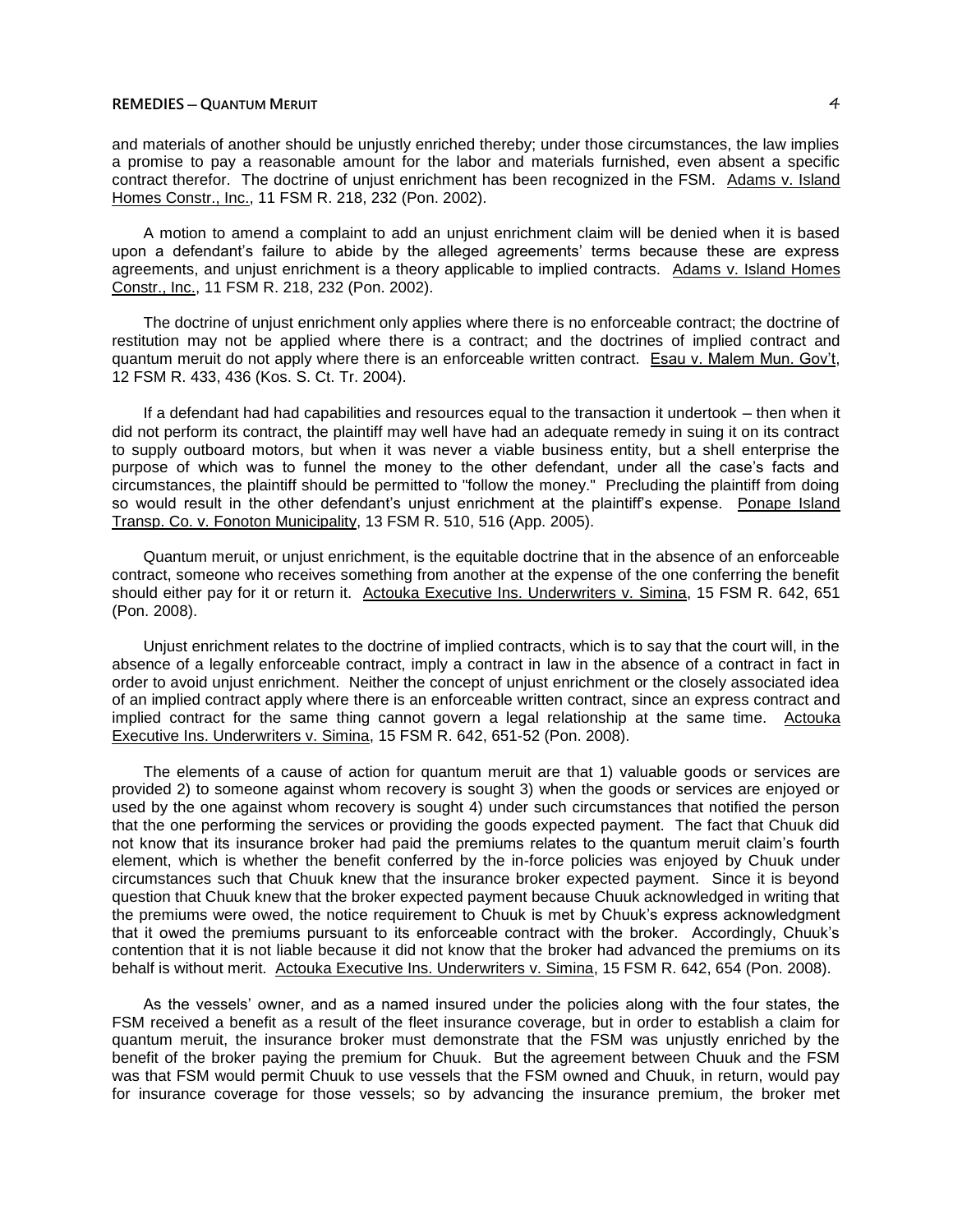and materials of another should be unjustly enriched thereby; under those circumstances, the law implies a promise to pay a reasonable amount for the labor and materials furnished, even absent a specific contract therefor. The doctrine of unjust enrichment has been recognized in the FSM. Adams v. Island Homes Constr., Inc., 11 FSM R. 218, 232 (Pon. 2002).

A motion to amend a complaint to add an unjust enrichment claim will be denied when it is based upon a defendant's failure to abide by the alleged agreements' terms because these are express agreements, and unjust enrichment is a theory applicable to implied contracts. Adams v. Island Homes Constr., Inc., 11 FSM R. 218, 232 (Pon. 2002).

The doctrine of unjust enrichment only applies where there is no enforceable contract; the doctrine of restitution may not be applied where there is a contract; and the doctrines of implied contract and quantum meruit do not apply where there is an enforceable written contract. Esau v. Malem Mun. Gov't, 12 FSM R. 433, 436 (Kos. S. Ct. Tr. 2004).

If a defendant had had capabilities and resources equal to the transaction it undertook – then when it did not perform its contract, the plaintiff may well have had an adequate remedy in suing it on its contract to supply outboard motors, but when it was never a viable business entity, but a shell enterprise the purpose of which was to funnel the money to the other defendant, under all the case's facts and circumstances, the plaintiff should be permitted to "follow the money." Precluding the plaintiff from doing so would result in the other defendant's unjust enrichment at the plaintiff's expense. Ponape Island Transp. Co. v. Fonoton Municipality, 13 FSM R. 510, 516 (App. 2005).

Quantum meruit, or unjust enrichment, is the equitable doctrine that in the absence of an enforceable contract, someone who receives something from another at the expense of the one conferring the benefit should either pay for it or return it. Actouka Executive Ins. Underwriters v. Simina, 15 FSM R. 642, 651 (Pon. 2008).

Unjust enrichment relates to the doctrine of implied contracts, which is to say that the court will, in the absence of a legally enforceable contract, imply a contract in law in the absence of a contract in fact in order to avoid unjust enrichment. Neither the concept of unjust enrichment or the closely associated idea of an implied contract apply where there is an enforceable written contract, since an express contract and implied contract for the same thing cannot govern a legal relationship at the same time. Actouka Executive Ins. Underwriters v. Simina, 15 FSM R. 642, 651-52 (Pon. 2008).

The elements of a cause of action for quantum meruit are that 1) valuable goods or services are provided 2) to someone against whom recovery is sought 3) when the goods or services are enjoyed or used by the one against whom recovery is sought 4) under such circumstances that notified the person that the one performing the services or providing the goods expected payment. The fact that Chuuk did not know that its insurance broker had paid the premiums relates to the quantum meruit claim's fourth element, which is whether the benefit conferred by the in-force policies was enjoyed by Chuuk under circumstances such that Chuuk knew that the insurance broker expected payment. Since it is beyond question that Chuuk knew that the broker expected payment because Chuuk acknowledged in writing that the premiums were owed, the notice requirement to Chuuk is met by Chuuk's express acknowledgment that it owed the premiums pursuant to its enforceable contract with the broker. Accordingly, Chuuk's contention that it is not liable because it did not know that the broker had advanced the premiums on its behalf is without merit. Actouka Executive Ins. Underwriters v. Simina, 15 FSM R. 642, 654 (Pon. 2008).

As the vessels' owner, and as a named insured under the policies along with the four states, the FSM received a benefit as a result of the fleet insurance coverage, but in order to establish a claim for quantum meruit, the insurance broker must demonstrate that the FSM was unjustly enriched by the benefit of the broker paying the premium for Chuuk. But the agreement between Chuuk and the FSM was that FSM would permit Chuuk to use vessels that the FSM owned and Chuuk, in return, would pay for insurance coverage for those vessels; so by advancing the insurance premium, the broker met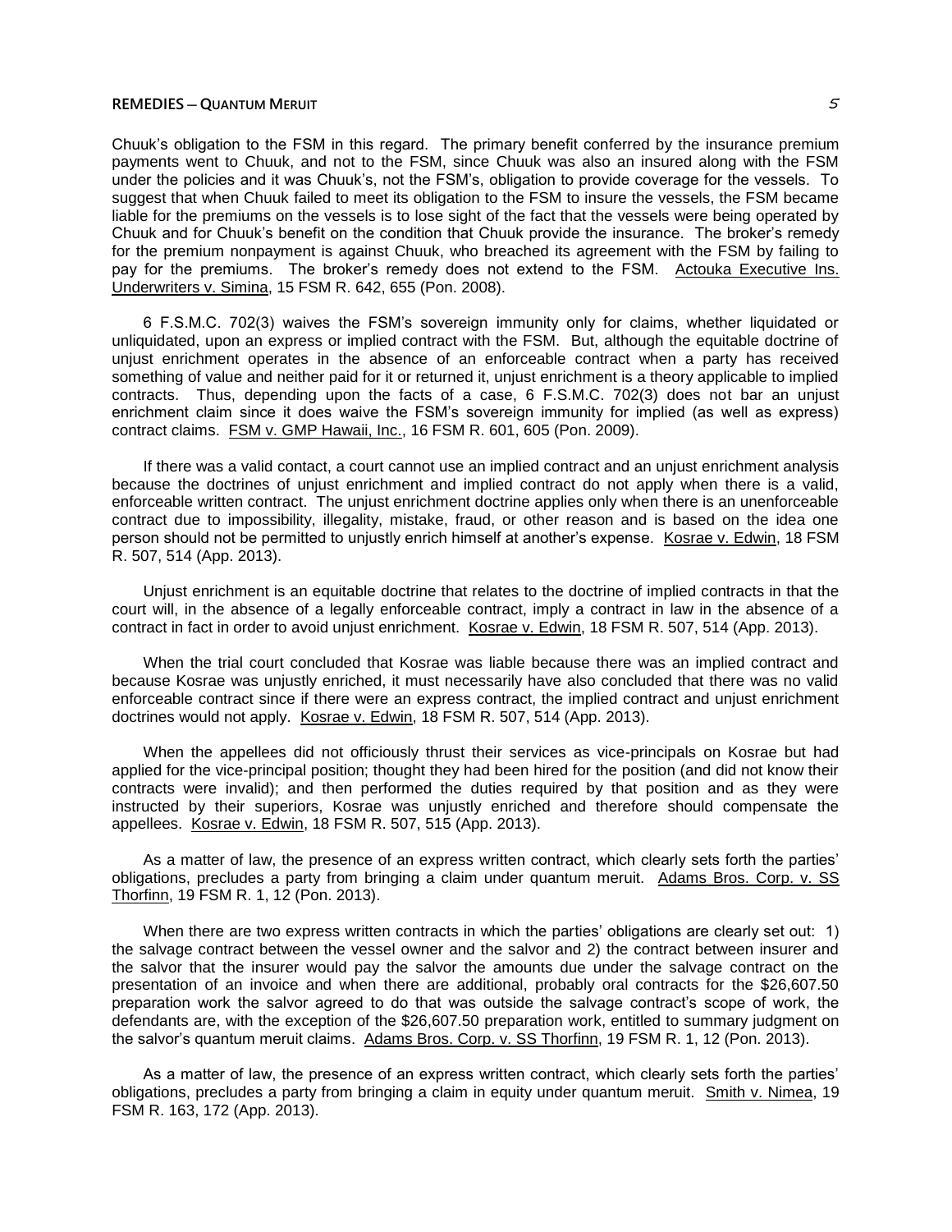Chuuk's obligation to the FSM in this regard. The primary benefit conferred by the insurance premium payments went to Chuuk, and not to the FSM, since Chuuk was also an insured along with the FSM under the policies and it was Chuuk's, not the FSM's, obligation to provide coverage for the vessels. To suggest that when Chuuk failed to meet its obligation to the FSM to insure the vessels, the FSM became liable for the premiums on the vessels is to lose sight of the fact that the vessels were being operated by Chuuk and for Chuuk's benefit on the condition that Chuuk provide the insurance. The broker's remedy for the premium nonpayment is against Chuuk, who breached its agreement with the FSM by failing to pay for the premiums. The broker's remedy does not extend to the FSM. Actouka Executive Ins. Underwriters v. Simina, 15 FSM R. 642, 655 (Pon. 2008).

6 F.S.M.C. 702(3) waives the FSM's sovereign immunity only for claims, whether liquidated or unliquidated, upon an express or implied contract with the FSM. But, although the equitable doctrine of unjust enrichment operates in the absence of an enforceable contract when a party has received something of value and neither paid for it or returned it, unjust enrichment is a theory applicable to implied contracts. Thus, depending upon the facts of a case, 6 F.S.M.C. 702(3) does not bar an unjust enrichment claim since it does waive the FSM's sovereign immunity for implied (as well as express) contract claims. FSM v. GMP Hawaii, Inc., 16 FSM R. 601, 605 (Pon. 2009).

If there was a valid contact, a court cannot use an implied contract and an unjust enrichment analysis because the doctrines of unjust enrichment and implied contract do not apply when there is a valid, enforceable written contract. The unjust enrichment doctrine applies only when there is an unenforceable contract due to impossibility, illegality, mistake, fraud, or other reason and is based on the idea one person should not be permitted to unjustly enrich himself at another's expense. Kosrae v. Edwin, 18 FSM R. 507, 514 (App. 2013).

Unjust enrichment is an equitable doctrine that relates to the doctrine of implied contracts in that the court will, in the absence of a legally enforceable contract, imply a contract in law in the absence of a contract in fact in order to avoid unjust enrichment. Kosrae v. Edwin, 18 FSM R. 507, 514 (App. 2013).

When the trial court concluded that Kosrae was liable because there was an implied contract and because Kosrae was unjustly enriched, it must necessarily have also concluded that there was no valid enforceable contract since if there were an express contract, the implied contract and unjust enrichment doctrines would not apply. Kosrae v. Edwin, 18 FSM R. 507, 514 (App. 2013).

When the appellees did not officiously thrust their services as vice-principals on Kosrae but had applied for the vice-principal position; thought they had been hired for the position (and did not know their contracts were invalid); and then performed the duties required by that position and as they were instructed by their superiors, Kosrae was unjustly enriched and therefore should compensate the appellees. Kosrae v. Edwin, 18 FSM R. 507, 515 (App. 2013).

As a matter of law, the presence of an express written contract, which clearly sets forth the parties' obligations, precludes a party from bringing a claim under quantum meruit. Adams Bros. Corp. v. SS Thorfinn, 19 FSM R. 1, 12 (Pon. 2013).

When there are two express written contracts in which the parties' obligations are clearly set out: 1) the salvage contract between the vessel owner and the salvor and 2) the contract between insurer and the salvor that the insurer would pay the salvor the amounts due under the salvage contract on the presentation of an invoice and when there are additional, probably oral contracts for the $26,607.50 preparation work the salvor agreed to do that was outside the salvage contract's scope of work, the defendants are, with the exception of the $26,607.50 preparation work, entitled to summary judgment on the salvor's quantum meruit claims. Adams Bros. Corp. v. SS Thorfinn, 19 FSM R. 1, 12 (Pon. 2013).

As a matter of law, the presence of an express written contract, which clearly sets forth the parties' obligations, precludes a party from bringing a claim in equity under quantum meruit. Smith v. Nimea, 19 FSM R. 163, 172 (App. 2013).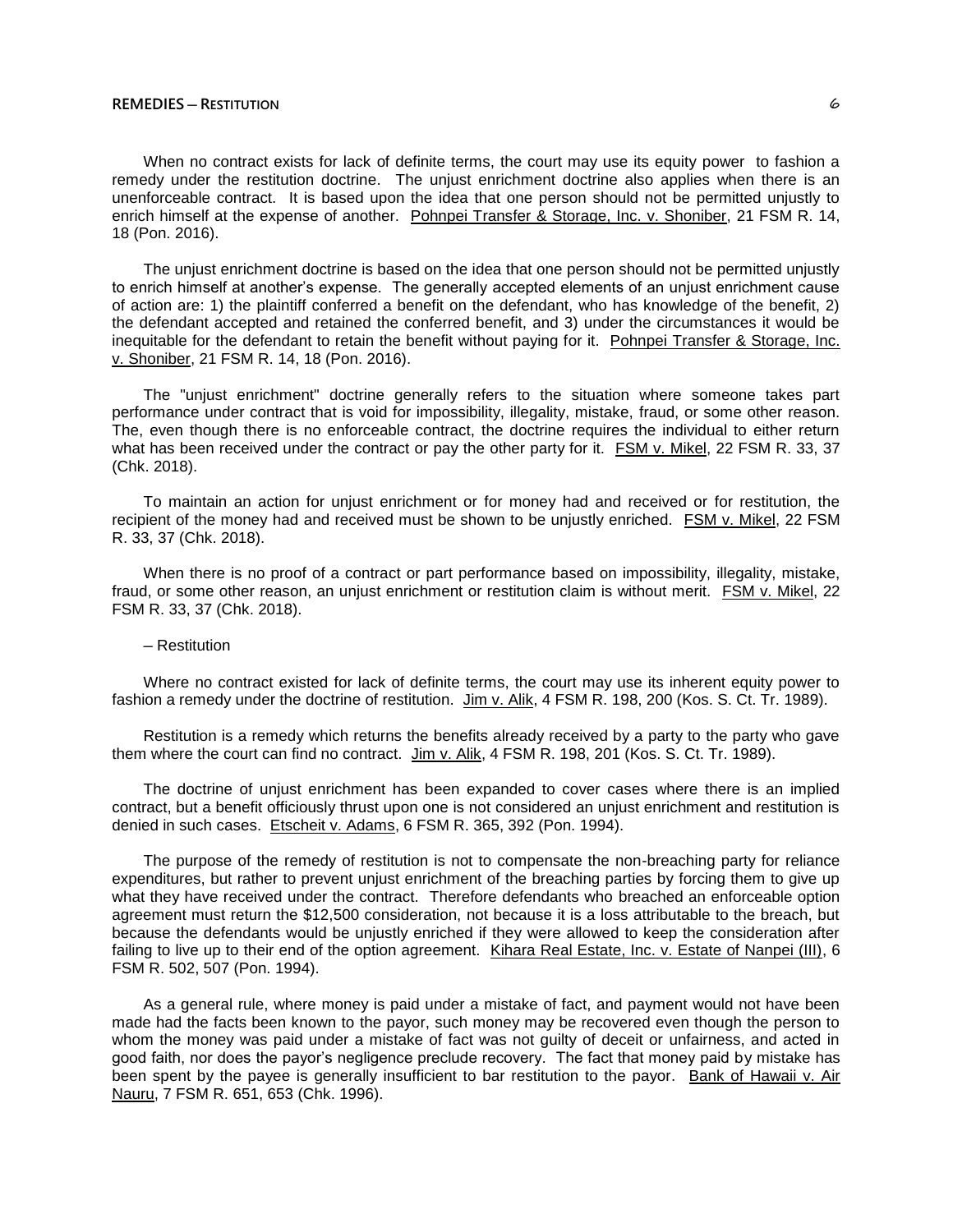When no contract exists for lack of definite terms, the court may use its equity power to fashion a remedy under the restitution doctrine. The unjust enrichment doctrine also applies when there is an unenforceable contract. It is based upon the idea that one person should not be permitted unjustly to enrich himself at the expense of another. Pohnpei Transfer & Storage, Inc. v. Shoniber, 21 FSM R. 14, 18 (Pon. 2016).

The unjust enrichment doctrine is based on the idea that one person should not be permitted unjustly to enrich himself at another's expense. The generally accepted elements of an unjust enrichment cause of action are: 1) the plaintiff conferred a benefit on the defendant, who has knowledge of the benefit, 2) the defendant accepted and retained the conferred benefit, and 3) under the circumstances it would be inequitable for the defendant to retain the benefit without paying for it. Pohnpei Transfer & Storage, Inc. v. Shoniber, 21 FSM R. 14, 18 (Pon. 2016).

The "unjust enrichment" doctrine generally refers to the situation where someone takes part performance under contract that is void for impossibility, illegality, mistake, fraud, or some other reason. The, even though there is no enforceable contract, the doctrine requires the individual to either return what has been received under the contract or pay the other party for it. FSM v. Mikel, 22 FSM R. 33, 37 (Chk. 2018).

To maintain an action for unjust enrichment or for money had and received or for restitution, the recipient of the money had and received must be shown to be unjustly enriched. FSM v. Mikel, 22 FSM R. 33, 37 (Chk. 2018).

When there is no proof of a contract or part performance based on impossibility, illegality, mistake, fraud, or some other reason, an unjust enrichment or restitution claim is without merit. FSM v. Mikel, 22 FSM R. 33, 37 (Chk. 2018).

– Restitution

Where no contract existed for lack of definite terms, the court may use its inherent equity power to fashion a remedy under the doctrine of restitution. Jim v. Alik, 4 FSM R. 198, 200 (Kos. S. Ct. Tr. 1989).

Restitution is a remedy which returns the benefits already received by a party to the party who gave them where the court can find no contract. Jim v. Alik, 4 FSM R. 198, 201 (Kos. S. Ct. Tr. 1989).

The doctrine of unjust enrichment has been expanded to cover cases where there is an implied contract, but a benefit officiously thrust upon one is not considered an unjust enrichment and restitution is denied in such cases. Etscheit v. Adams, 6 FSM R. 365, 392 (Pon. 1994).

The purpose of the remedy of restitution is not to compensate the non-breaching party for reliance expenditures, but rather to prevent unjust enrichment of the breaching parties by forcing them to give up what they have received under the contract. Therefore defendants who breached an enforceable option agreement must return the $12,500 consideration, not because it is a loss attributable to the breach, but because the defendants would be unjustly enriched if they were allowed to keep the consideration after failing to live up to their end of the option agreement. Kihara Real Estate, Inc. v. Estate of Nanpei (III), 6 FSM R. 502, 507 (Pon. 1994).

As a general rule, where money is paid under a mistake of fact, and payment would not have been made had the facts been known to the payor, such money may be recovered even though the person to whom the money was paid under a mistake of fact was not guilty of deceit or unfairness, and acted in good faith, nor does the payor's negligence preclude recovery. The fact that money paid by mistake has been spent by the payee is generally insufficient to bar restitution to the payor. Bank of Hawaii v. Air Nauru, 7 FSM R. 651, 653 (Chk. 1996).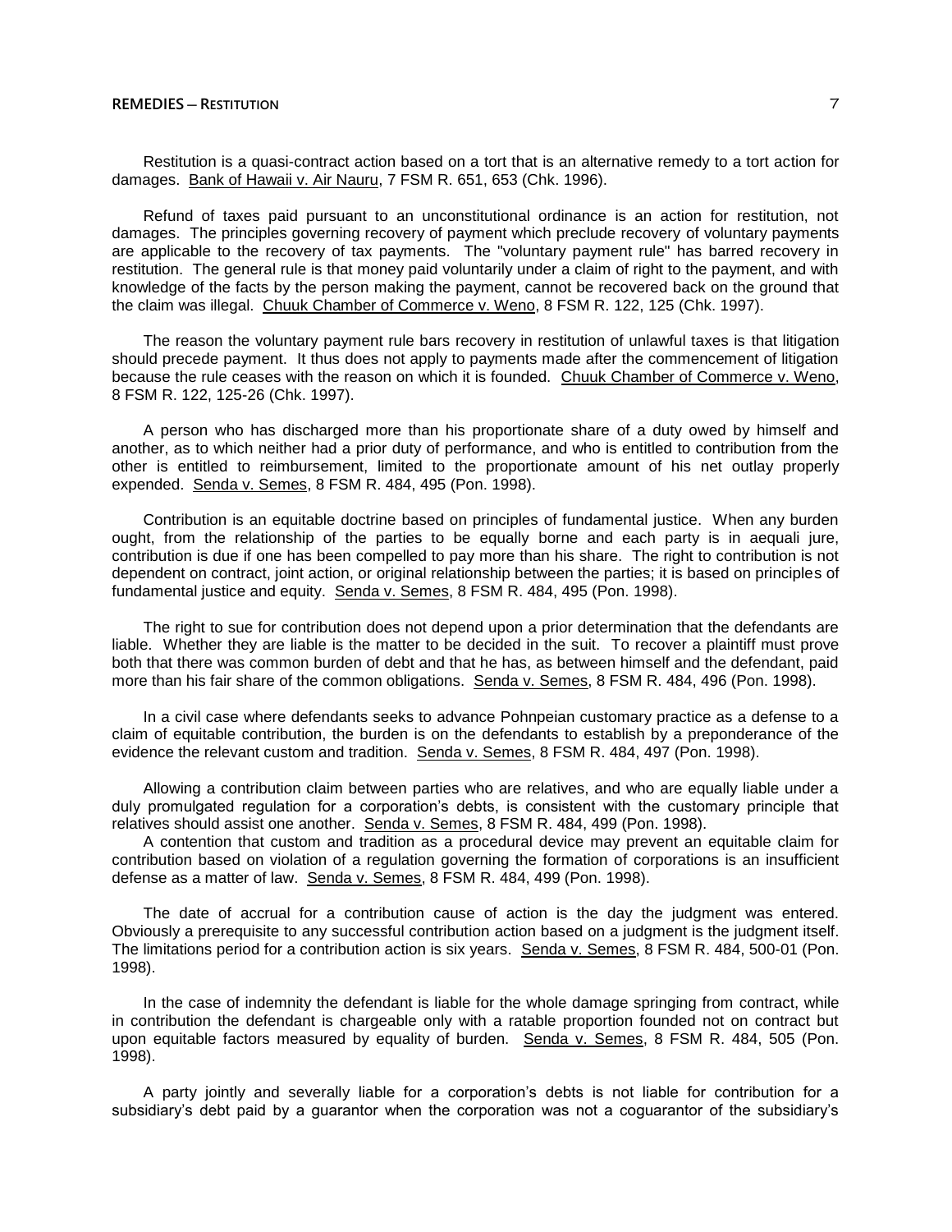Restitution is a quasi-contract action based on a tort that is an alternative remedy to a tort action for damages. Bank of Hawaii v. Air Nauru, 7 FSM R. 651, 653 (Chk. 1996).

Refund of taxes paid pursuant to an unconstitutional ordinance is an action for restitution, not damages. The principles governing recovery of payment which preclude recovery of voluntary payments are applicable to the recovery of tax payments. The "voluntary payment rule" has barred recovery in restitution. The general rule is that money paid voluntarily under a claim of right to the payment, and with knowledge of the facts by the person making the payment, cannot be recovered back on the ground that the claim was illegal. Chuuk Chamber of Commerce v. Weno, 8 FSM R. 122, 125 (Chk. 1997).

The reason the voluntary payment rule bars recovery in restitution of unlawful taxes is that litigation should precede payment. It thus does not apply to payments made after the commencement of litigation because the rule ceases with the reason on which it is founded. Chuuk Chamber of Commerce v. Weno, 8 FSM R. 122, 125-26 (Chk. 1997).

A person who has discharged more than his proportionate share of a duty owed by himself and another, as to which neither had a prior duty of performance, and who is entitled to contribution from the other is entitled to reimbursement, limited to the proportionate amount of his net outlay properly expended. Senda v. Semes, 8 FSM R. 484, 495 (Pon. 1998).

Contribution is an equitable doctrine based on principles of fundamental justice. When any burden ought, from the relationship of the parties to be equally borne and each party is in aequali jure, contribution is due if one has been compelled to pay more than his share. The right to contribution is not dependent on contract, joint action, or original relationship between the parties; it is based on principles of fundamental justice and equity. Senda v. Semes, 8 FSM R. 484, 495 (Pon. 1998).

The right to sue for contribution does not depend upon a prior determination that the defendants are liable. Whether they are liable is the matter to be decided in the suit. To recover a plaintiff must prove both that there was common burden of debt and that he has, as between himself and the defendant, paid more than his fair share of the common obligations. Senda v. Semes, 8 FSM R. 484, 496 (Pon. 1998).

In a civil case where defendants seeks to advance Pohnpeian customary practice as a defense to a claim of equitable contribution, the burden is on the defendants to establish by a preponderance of the evidence the relevant custom and tradition. Senda v. Semes, 8 FSM R. 484, 497 (Pon. 1998).

Allowing a contribution claim between parties who are relatives, and who are equally liable under a duly promulgated regulation for a corporation's debts, is consistent with the customary principle that relatives should assist one another. Senda v. Semes, 8 FSM R. 484, 499 (Pon. 1998).

A contention that custom and tradition as a procedural device may prevent an equitable claim for contribution based on violation of a regulation governing the formation of corporations is an insufficient defense as a matter of law. Senda v. Semes, 8 FSM R. 484, 499 (Pon. 1998).

The date of accrual for a contribution cause of action is the day the judgment was entered. Obviously a prerequisite to any successful contribution action based on a judgment is the judgment itself. The limitations period for a contribution action is six years. Senda v. Semes, 8 FSM R. 484, 500-01 (Pon. 1998).

In the case of indemnity the defendant is liable for the whole damage springing from contract, while in contribution the defendant is chargeable only with a ratable proportion founded not on contract but upon equitable factors measured by equality of burden. Senda v. Semes, 8 FSM R. 484, 505 (Pon. 1998).

A party jointly and severally liable for a corporation's debts is not liable for contribution for a subsidiary's debt paid by a guarantor when the corporation was not a coguarantor of the subsidiary's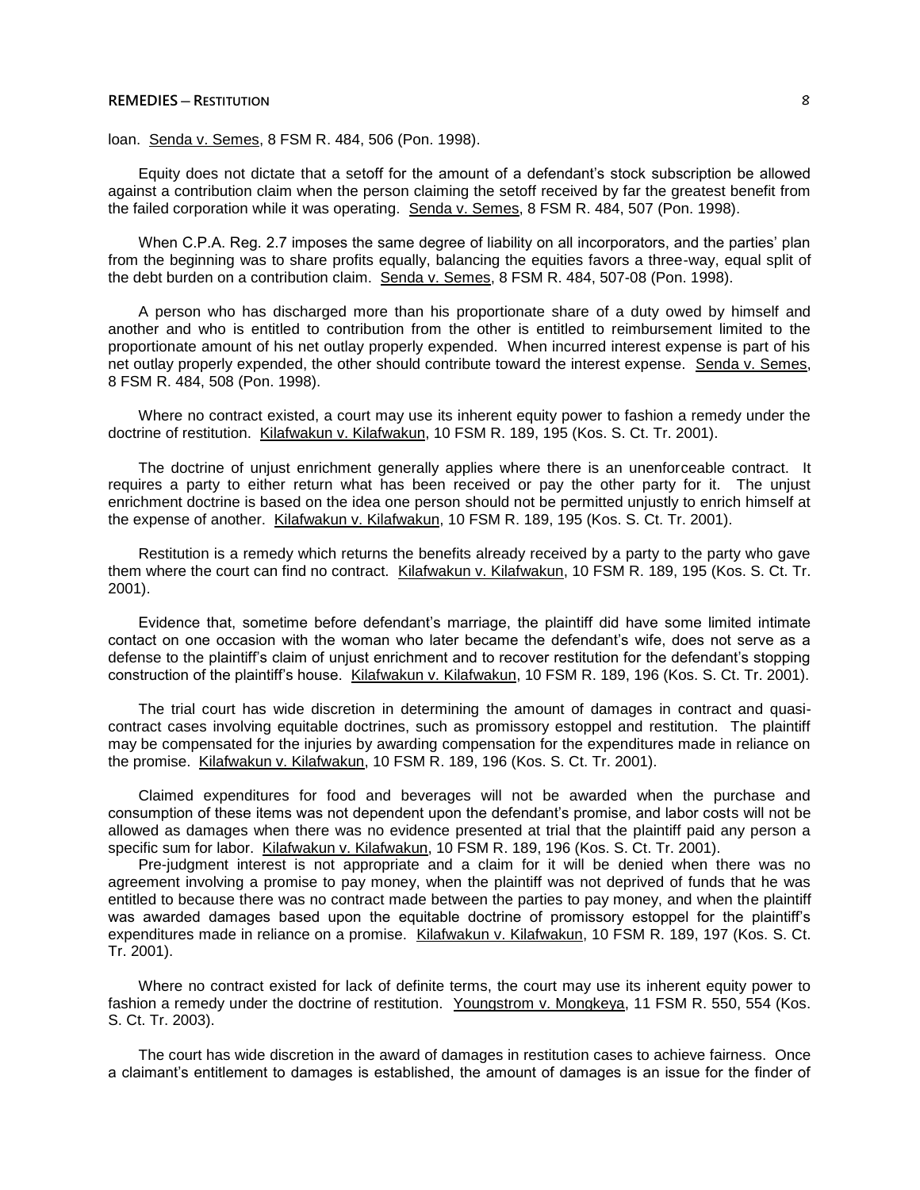loan. Senda v. Semes, 8 FSM R. 484, 506 (Pon. 1998).

Equity does not dictate that a setoff for the amount of a defendant's stock subscription be allowed against a contribution claim when the person claiming the setoff received by far the greatest benefit from the failed corporation while it was operating. Senda v. Semes, 8 FSM R. 484, 507 (Pon. 1998).

When C.P.A. Reg. 2.7 imposes the same degree of liability on all incorporators, and the parties' plan from the beginning was to share profits equally, balancing the equities favors a three-way, equal split of the debt burden on a contribution claim. Senda v. Semes, 8 FSM R. 484, 507-08 (Pon. 1998).

A person who has discharged more than his proportionate share of a duty owed by himself and another and who is entitled to contribution from the other is entitled to reimbursement limited to the proportionate amount of his net outlay properly expended. When incurred interest expense is part of his net outlay properly expended, the other should contribute toward the interest expense. Senda v. Semes, 8 FSM R. 484, 508 (Pon. 1998).

Where no contract existed, a court may use its inherent equity power to fashion a remedy under the doctrine of restitution. Kilafwakun v. Kilafwakun, 10 FSM R. 189, 195 (Kos. S. Ct. Tr. 2001).

The doctrine of unjust enrichment generally applies where there is an unenforceable contract. It requires a party to either return what has been received or pay the other party for it. The unjust enrichment doctrine is based on the idea one person should not be permitted unjustly to enrich himself at the expense of another. Kilafwakun v. Kilafwakun, 10 FSM R. 189, 195 (Kos. S. Ct. Tr. 2001).

Restitution is a remedy which returns the benefits already received by a party to the party who gave them where the court can find no contract. Kilafwakun v. Kilafwakun, 10 FSM R. 189, 195 (Kos. S. Ct. Tr. 2001).

Evidence that, sometime before defendant's marriage, the plaintiff did have some limited intimate contact on one occasion with the woman who later became the defendant's wife, does not serve as a defense to the plaintiff's claim of unjust enrichment and to recover restitution for the defendant's stopping construction of the plaintiff's house. Kilafwakun v. Kilafwakun, 10 FSM R. 189, 196 (Kos. S. Ct. Tr. 2001).

The trial court has wide discretion in determining the amount of damages in contract and quasi-contract cases involving equitable doctrines, such as promissory estoppel and restitution. The plaintiff may be compensated for the injuries by awarding compensation for the expenditures made in reliance on the promise. Kilafwakun v. Kilafwakun, 10 FSM R. 189, 196 (Kos. S. Ct. Tr. 2001).

Claimed expenditures for food and beverages will not be awarded when the purchase and consumption of these items was not dependent upon the defendant's promise, and labor costs will not be allowed as damages when there was no evidence presented at trial that the plaintiff paid any person a specific sum for labor. Kilafwakun v. Kilafwakun, 10 FSM R. 189, 196 (Kos. S. Ct. Tr. 2001).

Pre-judgment interest is not appropriate and a claim for it will be denied when there was no agreement involving a promise to pay money, when the plaintiff was not deprived of funds that he was entitled to because there was no contract made between the parties to pay money, and when the plaintiff was awarded damages based upon the equitable doctrine of promissory estoppel for the plaintiff's expenditures made in reliance on a promise. Kilafwakun v. Kilafwakun, 10 FSM R. 189, 197 (Kos. S. Ct. Tr. 2001).

Where no contract existed for lack of definite terms, the court may use its inherent equity power to fashion a remedy under the doctrine of restitution. Youngstrom v. Mongkeya, 11 FSM R. 550, 554 (Kos. S. Ct. Tr. 2003).

The court has wide discretion in the award of damages in restitution cases to achieve fairness. Once a claimant's entitlement to damages is established, the amount of damages is an issue for the finder of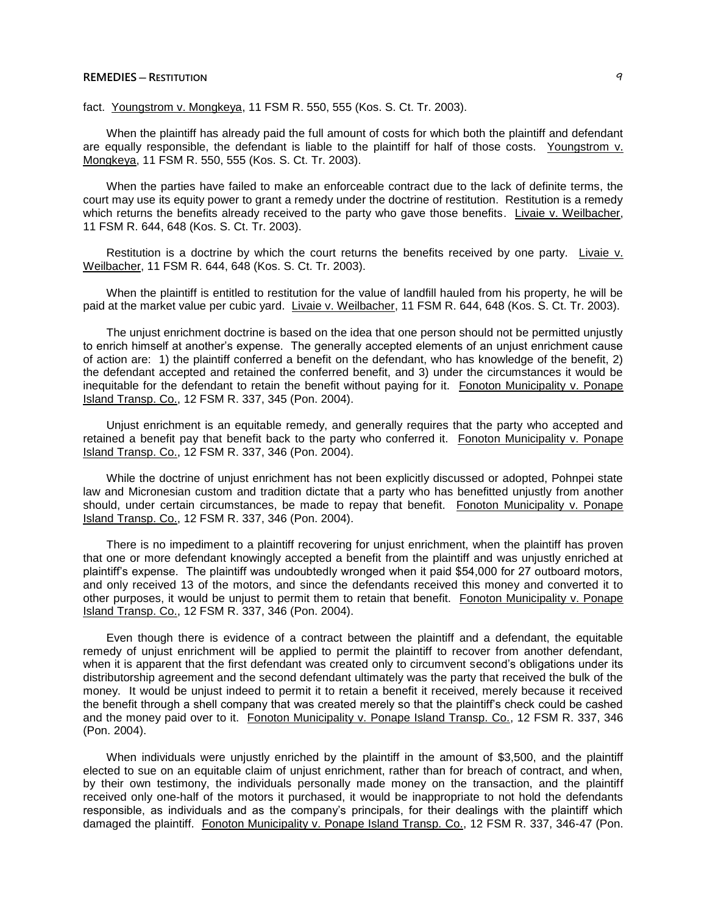fact. Youngstrom v. Mongkeya, 11 FSM R. 550, 555 (Kos. S. Ct. Tr. 2003).

When the plaintiff has already paid the full amount of costs for which both the plaintiff and defendant are equally responsible, the defendant is liable to the plaintiff for half of those costs. Youngstrom v. Mongkeya, 11 FSM R. 550, 555 (Kos. S. Ct. Tr. 2003).

When the parties have failed to make an enforceable contract due to the lack of definite terms, the court may use its equity power to grant a remedy under the doctrine of restitution. Restitution is a remedy which returns the benefits already received to the party who gave those benefits. Livaie v. Weilbacher, 11 FSM R. 644, 648 (Kos. S. Ct. Tr. 2003).

Restitution is a doctrine by which the court returns the benefits received by one party. Livaie v. Weilbacher, 11 FSM R. 644, 648 (Kos. S. Ct. Tr. 2003).

When the plaintiff is entitled to restitution for the value of landfill hauled from his property, he will be paid at the market value per cubic yard. Livaie v. Weilbacher, 11 FSM R. 644, 648 (Kos. S. Ct. Tr. 2003).

The unjust enrichment doctrine is based on the idea that one person should not be permitted unjustly to enrich himself at another's expense. The generally accepted elements of an unjust enrichment cause of action are: 1) the plaintiff conferred a benefit on the defendant, who has knowledge of the benefit, 2) the defendant accepted and retained the conferred benefit, and 3) under the circumstances it would be inequitable for the defendant to retain the benefit without paying for it. Fonoton Municipality v. Ponape Island Transp. Co., 12 FSM R. 337, 345 (Pon. 2004).

Unjust enrichment is an equitable remedy, and generally requires that the party who accepted and retained a benefit pay that benefit back to the party who conferred it. Fonoton Municipality v. Ponape Island Transp. Co., 12 FSM R. 337, 346 (Pon. 2004).

While the doctrine of unjust enrichment has not been explicitly discussed or adopted, Pohnpei state law and Micronesian custom and tradition dictate that a party who has benefitted unjustly from another should, under certain circumstances, be made to repay that benefit. Fonoton Municipality v. Ponape Island Transp. Co., 12 FSM R. 337, 346 (Pon. 2004).

There is no impediment to a plaintiff recovering for unjust enrichment, when the plaintiff has proven that one or more defendant knowingly accepted a benefit from the plaintiff and was unjustly enriched at plaintiff's expense. The plaintiff was undoubtedly wronged when it paid $54,000 for 27 outboard motors, and only received 13 of the motors, and since the defendants received this money and converted it to other purposes, it would be unjust to permit them to retain that benefit. Fonoton Municipality v. Ponape Island Transp. Co., 12 FSM R. 337, 346 (Pon. 2004).

Even though there is evidence of a contract between the plaintiff and a defendant, the equitable remedy of unjust enrichment will be applied to permit the plaintiff to recover from another defendant, when it is apparent that the first defendant was created only to circumvent second's obligations under its distributorship agreement and the second defendant ultimately was the party that received the bulk of the money. It would be unjust indeed to permit it to retain a benefit it received, merely because it received the benefit through a shell company that was created merely so that the plaintiff's check could be cashed and the money paid over to it. Fonoton Municipality v. Ponape Island Transp. Co., 12 FSM R. 337, 346 (Pon. 2004).

When individuals were unjustly enriched by the plaintiff in the amount of $3,500, and the plaintiff elected to sue on an equitable claim of unjust enrichment, rather than for breach of contract, and when, by their own testimony, the individuals personally made money on the transaction, and the plaintiff received only one-half of the motors it purchased, it would be inappropriate to not hold the defendants responsible, as individuals and as the company's principals, for their dealings with the plaintiff which damaged the plaintiff. Fonoton Municipality v. Ponape Island Transp. Co., 12 FSM R. 337, 346-47 (Pon.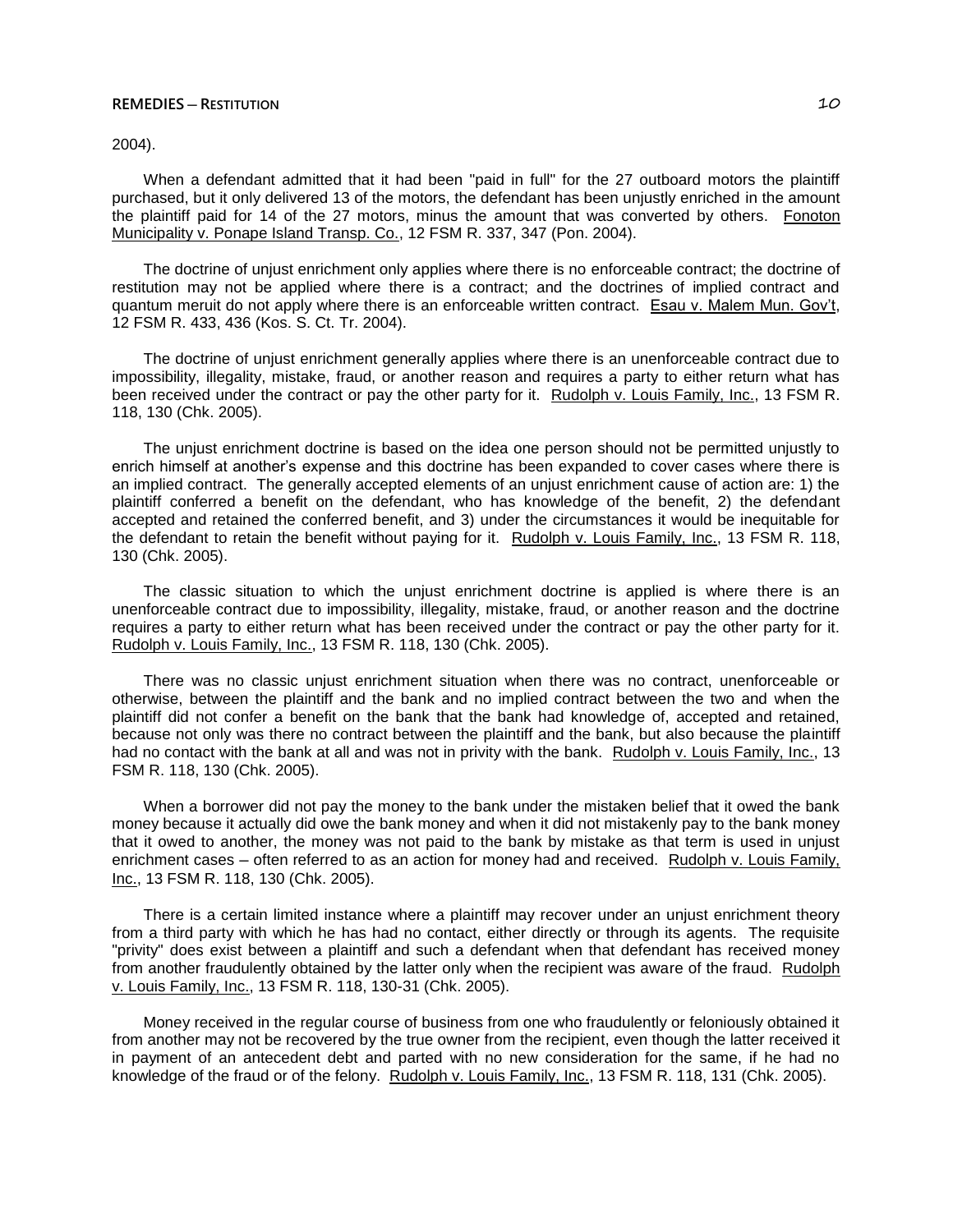2004).

When a defendant admitted that it had been "paid in full" for the 27 outboard motors the plaintiff purchased, but it only delivered 13 of the motors, the defendant has been unjustly enriched in the amount the plaintiff paid for 14 of the 27 motors, minus the amount that was converted by others. Fonoton Municipality v. Ponape Island Transp. Co., 12 FSM R. 337, 347 (Pon. 2004).

The doctrine of unjust enrichment only applies where there is no enforceable contract; the doctrine of restitution may not be applied where there is a contract; and the doctrines of implied contract and quantum meruit do not apply where there is an enforceable written contract. Esau v. Malem Mun. Gov't, 12 FSM R. 433, 436 (Kos. S. Ct. Tr. 2004).

The doctrine of unjust enrichment generally applies where there is an unenforceable contract due to impossibility, illegality, mistake, fraud, or another reason and requires a party to either return what has been received under the contract or pay the other party for it. Rudolph v. Louis Family, Inc., 13 FSM R. 118, 130 (Chk. 2005).

The unjust enrichment doctrine is based on the idea one person should not be permitted unjustly to enrich himself at another's expense and this doctrine has been expanded to cover cases where there is an implied contract. The generally accepted elements of an unjust enrichment cause of action are: 1) the plaintiff conferred a benefit on the defendant, who has knowledge of the benefit, 2) the defendant accepted and retained the conferred benefit, and 3) under the circumstances it would be inequitable for the defendant to retain the benefit without paying for it. Rudolph v. Louis Family, Inc., 13 FSM R. 118, 130 (Chk. 2005).

The classic situation to which the unjust enrichment doctrine is applied is where there is an unenforceable contract due to impossibility, illegality, mistake, fraud, or another reason and the doctrine requires a party to either return what has been received under the contract or pay the other party for it. Rudolph v. Louis Family, Inc., 13 FSM R. 118, 130 (Chk. 2005).

There was no classic unjust enrichment situation when there was no contract, unenforceable or otherwise, between the plaintiff and the bank and no implied contract between the two and when the plaintiff did not confer a benefit on the bank that the bank had knowledge of, accepted and retained, because not only was there no contract between the plaintiff and the bank, but also because the plaintiff had no contact with the bank at all and was not in privity with the bank. Rudolph v. Louis Family, Inc., 13 FSM R. 118, 130 (Chk. 2005).

When a borrower did not pay the money to the bank under the mistaken belief that it owed the bank money because it actually did owe the bank money and when it did not mistakenly pay to the bank money that it owed to another, the money was not paid to the bank by mistake as that term is used in unjust enrichment cases – often referred to as an action for money had and received. Rudolph v. Louis Family, Inc., 13 FSM R. 118, 130 (Chk. 2005).

There is a certain limited instance where a plaintiff may recover under an unjust enrichment theory from a third party with which he has had no contact, either directly or through its agents. The requisite "privity" does exist between a plaintiff and such a defendant when that defendant has received money from another fraudulently obtained by the latter only when the recipient was aware of the fraud. Rudolph v. Louis Family, Inc., 13 FSM R. 118, 130-31 (Chk. 2005).

Money received in the regular course of business from one who fraudulently or feloniously obtained it from another may not be recovered by the true owner from the recipient, even though the latter received it in payment of an antecedent debt and parted with no new consideration for the same, if he had no knowledge of the fraud or of the felony. Rudolph v. Louis Family, Inc., 13 FSM R. 118, 131 (Chk. 2005).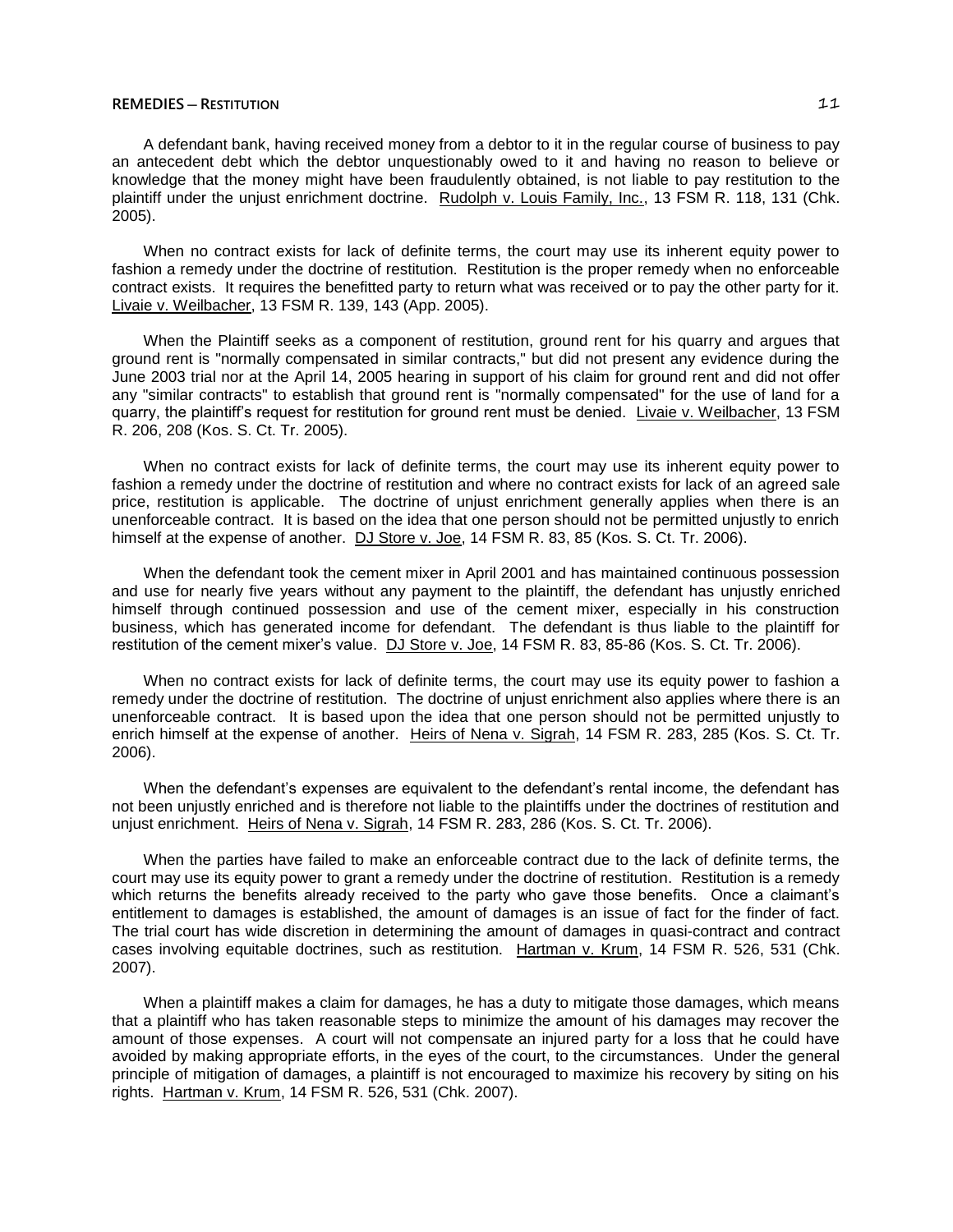A defendant bank, having received money from a debtor to it in the regular course of business to pay an antecedent debt which the debtor unquestionably owed to it and having no reason to believe or knowledge that the money might have been fraudulently obtained, is not liable to pay restitution to the plaintiff under the unjust enrichment doctrine. Rudolph v. Louis Family, Inc., 13 FSM R. 118, 131 (Chk. 2005).

When no contract exists for lack of definite terms, the court may use its inherent equity power to fashion a remedy under the doctrine of restitution. Restitution is the proper remedy when no enforceable contract exists. It requires the benefitted party to return what was received or to pay the other party for it. Livaie v. Weilbacher, 13 FSM R. 139, 143 (App. 2005).

When the Plaintiff seeks as a component of restitution, ground rent for his quarry and argues that ground rent is "normally compensated in similar contracts," but did not present any evidence during the June 2003 trial nor at the April 14, 2005 hearing in support of his claim for ground rent and did not offer any "similar contracts" to establish that ground rent is "normally compensated" for the use of land for a quarry, the plaintiff's request for restitution for ground rent must be denied. Livaie v. Weilbacher, 13 FSM R. 206, 208 (Kos. S. Ct. Tr. 2005).

When no contract exists for lack of definite terms, the court may use its inherent equity power to fashion a remedy under the doctrine of restitution and where no contract exists for lack of an agreed sale price, restitution is applicable. The doctrine of unjust enrichment generally applies when there is an unenforceable contract. It is based on the idea that one person should not be permitted unjustly to enrich himself at the expense of another. DJ Store v. Joe, 14 FSM R. 83, 85 (Kos. S. Ct. Tr. 2006).

When the defendant took the cement mixer in April 2001 and has maintained continuous possession and use for nearly five years without any payment to the plaintiff, the defendant has unjustly enriched himself through continued possession and use of the cement mixer, especially in his construction business, which has generated income for defendant. The defendant is thus liable to the plaintiff for restitution of the cement mixer's value. DJ Store v. Joe, 14 FSM R. 83, 85-86 (Kos. S. Ct. Tr. 2006).

When no contract exists for lack of definite terms, the court may use its equity power to fashion a remedy under the doctrine of restitution. The doctrine of unjust enrichment also applies where there is an unenforceable contract. It is based upon the idea that one person should not be permitted unjustly to enrich himself at the expense of another. Heirs of Nena v. Sigrah, 14 FSM R. 283, 285 (Kos. S. Ct. Tr. 2006).

When the defendant's expenses are equivalent to the defendant's rental income, the defendant has not been unjustly enriched and is therefore not liable to the plaintiffs under the doctrines of restitution and unjust enrichment. Heirs of Nena v. Sigrah, 14 FSM R. 283, 286 (Kos. S. Ct. Tr. 2006).

When the parties have failed to make an enforceable contract due to the lack of definite terms, the court may use its equity power to grant a remedy under the doctrine of restitution. Restitution is a remedy which returns the benefits already received to the party who gave those benefits. Once a claimant's entitlement to damages is established, the amount of damages is an issue of fact for the finder of fact. The trial court has wide discretion in determining the amount of damages in quasi-contract and contract cases involving equitable doctrines, such as restitution. Hartman v. Krum, 14 FSM R. 526, 531 (Chk. 2007).

When a plaintiff makes a claim for damages, he has a duty to mitigate those damages, which means that a plaintiff who has taken reasonable steps to minimize the amount of his damages may recover the amount of those expenses. A court will not compensate an injured party for a loss that he could have avoided by making appropriate efforts, in the eyes of the court, to the circumstances. Under the general principle of mitigation of damages, a plaintiff is not encouraged to maximize his recovery by siting on his rights. Hartman v. Krum, 14 FSM R. 526, 531 (Chk. 2007).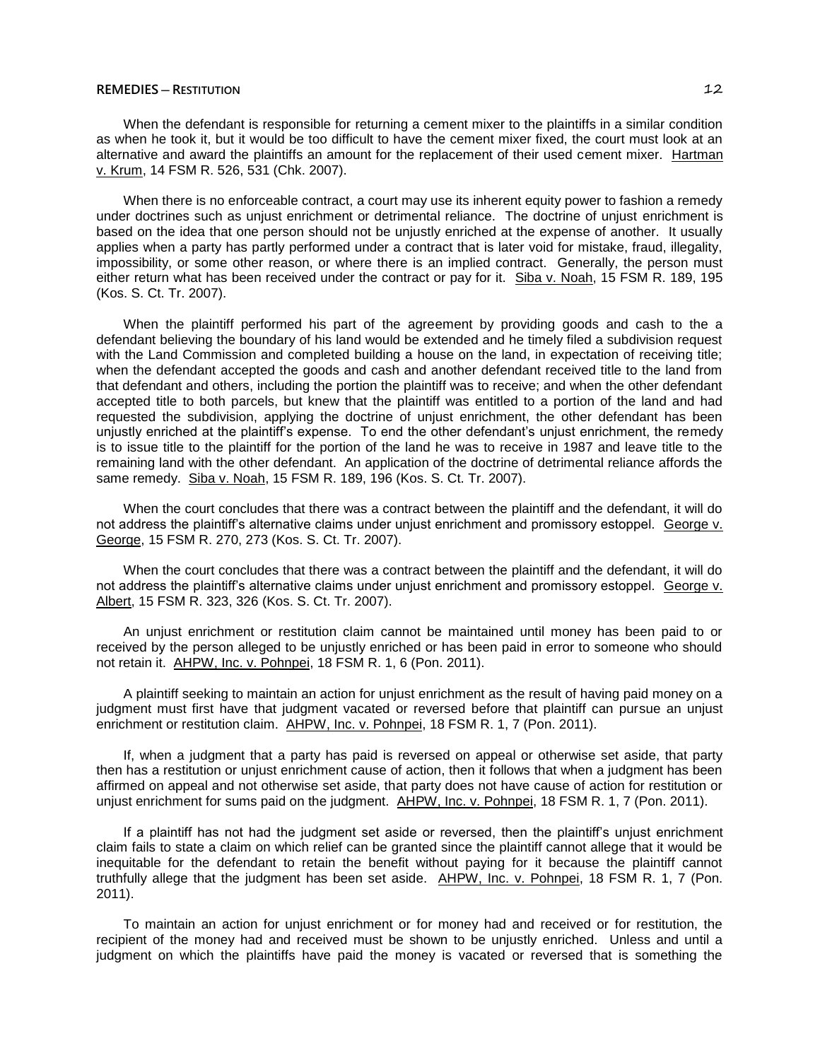When the defendant is responsible for returning a cement mixer to the plaintiffs in a similar condition as when he took it, but it would be too difficult to have the cement mixer fixed, the court must look at an alternative and award the plaintiffs an amount for the replacement of their used cement mixer. Hartman v. Krum, 14 FSM R. 526, 531 (Chk. 2007).

When there is no enforceable contract, a court may use its inherent equity power to fashion a remedy under doctrines such as unjust enrichment or detrimental reliance. The doctrine of unjust enrichment is based on the idea that one person should not be unjustly enriched at the expense of another. It usually applies when a party has partly performed under a contract that is later void for mistake, fraud, illegality, impossibility, or some other reason, or where there is an implied contract. Generally, the person must either return what has been received under the contract or pay for it. Siba v. Noah, 15 FSM R. 189, 195 (Kos. S. Ct. Tr. 2007).

When the plaintiff performed his part of the agreement by providing goods and cash to the a defendant believing the boundary of his land would be extended and he timely filed a subdivision request with the Land Commission and completed building a house on the land, in expectation of receiving title; when the defendant accepted the goods and cash and another defendant received title to the land from that defendant and others, including the portion the plaintiff was to receive; and when the other defendant accepted title to both parcels, but knew that the plaintiff was entitled to a portion of the land and had requested the subdivision, applying the doctrine of unjust enrichment, the other defendant has been unjustly enriched at the plaintiff's expense. To end the other defendant's unjust enrichment, the remedy is to issue title to the plaintiff for the portion of the land he was to receive in 1987 and leave title to the remaining land with the other defendant. An application of the doctrine of detrimental reliance affords the same remedy. Siba v. Noah, 15 FSM R. 189, 196 (Kos. S. Ct. Tr. 2007).

When the court concludes that there was a contract between the plaintiff and the defendant, it will do not address the plaintiff's alternative claims under unjust enrichment and promissory estoppel. George v. George, 15 FSM R. 270, 273 (Kos. S. Ct. Tr. 2007).

When the court concludes that there was a contract between the plaintiff and the defendant, it will do not address the plaintiff's alternative claims under unjust enrichment and promissory estoppel. George v. Albert, 15 FSM R. 323, 326 (Kos. S. Ct. Tr. 2007).

An unjust enrichment or restitution claim cannot be maintained until money has been paid to or received by the person alleged to be unjustly enriched or has been paid in error to someone who should not retain it. AHPW, Inc. v. Pohnpei, 18 FSM R. 1, 6 (Pon. 2011).

A plaintiff seeking to maintain an action for unjust enrichment as the result of having paid money on a judgment must first have that judgment vacated or reversed before that plaintiff can pursue an unjust enrichment or restitution claim. AHPW, Inc. v. Pohnpei, 18 FSM R. 1, 7 (Pon. 2011).

If, when a judgment that a party has paid is reversed on appeal or otherwise set aside, that party then has a restitution or unjust enrichment cause of action, then it follows that when a judgment has been affirmed on appeal and not otherwise set aside, that party does not have cause of action for restitution or unjust enrichment for sums paid on the judgment. AHPW, Inc. v. Pohnpei, 18 FSM R. 1, 7 (Pon. 2011).

If a plaintiff has not had the judgment set aside or reversed, then the plaintiff's unjust enrichment claim fails to state a claim on which relief can be granted since the plaintiff cannot allege that it would be inequitable for the defendant to retain the benefit without paying for it because the plaintiff cannot truthfully allege that the judgment has been set aside. AHPW, Inc. v. Pohnpei, 18 FSM R. 1, 7 (Pon. 2011).

To maintain an action for unjust enrichment or for money had and received or for restitution, the recipient of the money had and received must be shown to be unjustly enriched. Unless and until a judgment on which the plaintiffs have paid the money is vacated or reversed that is something the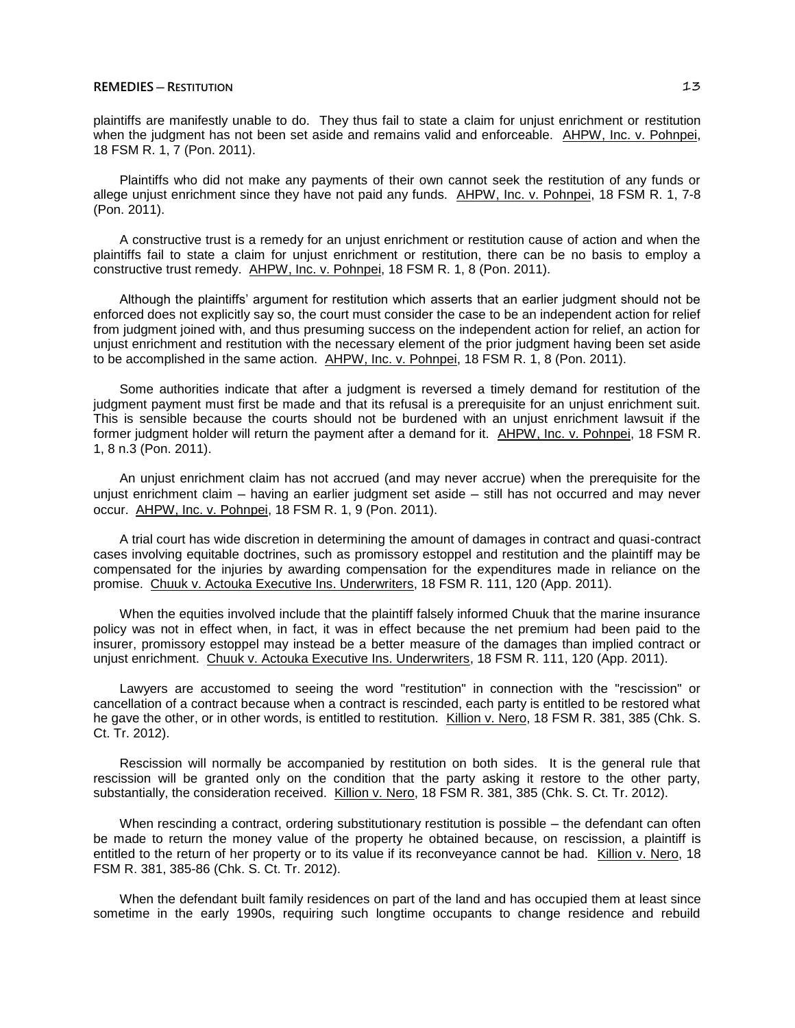plaintiffs are manifestly unable to do. They thus fail to state a claim for unjust enrichment or restitution when the judgment has not been set aside and remains valid and enforceable. AHPW, Inc. v. Pohnpei, 18 FSM R. 1, 7 (Pon. 2011).

Plaintiffs who did not make any payments of their own cannot seek the restitution of any funds or allege unjust enrichment since they have not paid any funds. AHPW, Inc. v. Pohnpei, 18 FSM R. 1, 7-8 (Pon. 2011).

A constructive trust is a remedy for an unjust enrichment or restitution cause of action and when the plaintiffs fail to state a claim for unjust enrichment or restitution, there can be no basis to employ a constructive trust remedy. AHPW, Inc. v. Pohnpei, 18 FSM R. 1, 8 (Pon. 2011).

Although the plaintiffs' argument for restitution which asserts that an earlier judgment should not be enforced does not explicitly say so, the court must consider the case to be an independent action for relief from judgment joined with, and thus presuming success on the independent action for relief, an action for unjust enrichment and restitution with the necessary element of the prior judgment having been set aside to be accomplished in the same action. AHPW, Inc. v. Pohnpei, 18 FSM R. 1, 8 (Pon. 2011).

Some authorities indicate that after a judgment is reversed a timely demand for restitution of the judgment payment must first be made and that its refusal is a prerequisite for an unjust enrichment suit. This is sensible because the courts should not be burdened with an unjust enrichment lawsuit if the former judgment holder will return the payment after a demand for it. AHPW, Inc. v. Pohnpei, 18 FSM R. 1, 8 n.3 (Pon. 2011).

An unjust enrichment claim has not accrued (and may never accrue) when the prerequisite for the unjust enrichment claim – having an earlier judgment set aside – still has not occurred and may never occur. AHPW, Inc. v. Pohnpei, 18 FSM R. 1, 9 (Pon. 2011).

A trial court has wide discretion in determining the amount of damages in contract and quasi-contract cases involving equitable doctrines, such as promissory estoppel and restitution and the plaintiff may be compensated for the injuries by awarding compensation for the expenditures made in reliance on the promise. Chuuk v. Actouka Executive Ins. Underwriters, 18 FSM R. 111, 120 (App. 2011).

When the equities involved include that the plaintiff falsely informed Chuuk that the marine insurance policy was not in effect when, in fact, it was in effect because the net premium had been paid to the insurer, promissory estoppel may instead be a better measure of the damages than implied contract or unjust enrichment. Chuuk v. Actouka Executive Ins. Underwriters, 18 FSM R. 111, 120 (App. 2011).

Lawyers are accustomed to seeing the word "restitution" in connection with the "rescission" or cancellation of a contract because when a contract is rescinded, each party is entitled to be restored what he gave the other, or in other words, is entitled to restitution. Killion v. Nero, 18 FSM R. 381, 385 (Chk. S. Ct. Tr. 2012).

Rescission will normally be accompanied by restitution on both sides. It is the general rule that rescission will be granted only on the condition that the party asking it restore to the other party, substantially, the consideration received. Killion v. Nero, 18 FSM R. 381, 385 (Chk. S. Ct. Tr. 2012).

When rescinding a contract, ordering substitutionary restitution is possible – the defendant can often be made to return the money value of the property he obtained because, on rescission, a plaintiff is entitled to the return of her property or to its value if its reconveyance cannot be had. Killion v. Nero, 18 FSM R. 381, 385-86 (Chk. S. Ct. Tr. 2012).

When the defendant built family residences on part of the land and has occupied them at least since sometime in the early 1990s, requiring such longtime occupants to change residence and rebuild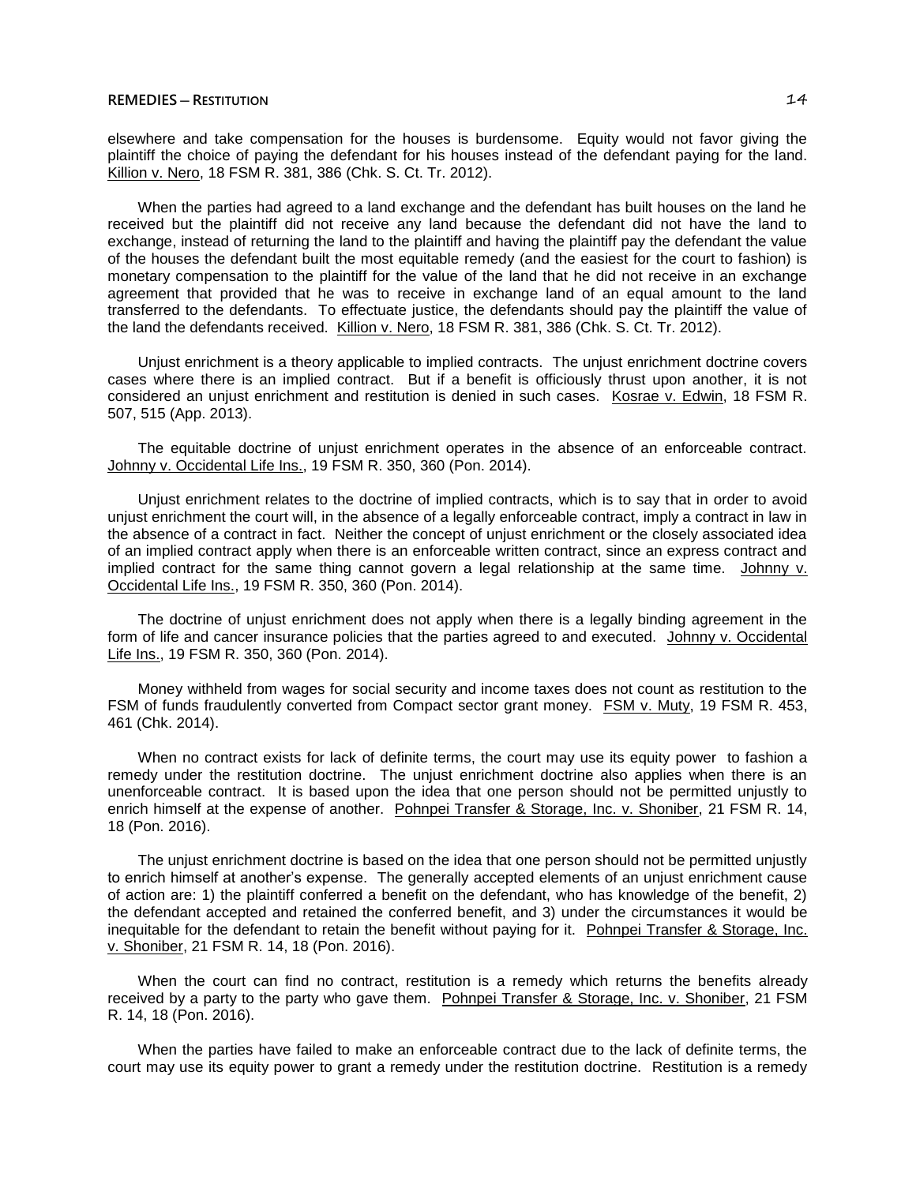elsewhere and take compensation for the houses is burdensome. Equity would not favor giving the plaintiff the choice of paying the defendant for his houses instead of the defendant paying for the land. Killion v. Nero, 18 FSM R. 381, 386 (Chk. S. Ct. Tr. 2012).

When the parties had agreed to a land exchange and the defendant has built houses on the land he received but the plaintiff did not receive any land because the defendant did not have the land to exchange, instead of returning the land to the plaintiff and having the plaintiff pay the defendant the value of the houses the defendant built the most equitable remedy (and the easiest for the court to fashion) is monetary compensation to the plaintiff for the value of the land that he did not receive in an exchange agreement that provided that he was to receive in exchange land of an equal amount to the land transferred to the defendants. To effectuate justice, the defendants should pay the plaintiff the value of the land the defendants received. Killion v. Nero, 18 FSM R. 381, 386 (Chk. S. Ct. Tr. 2012).

Unjust enrichment is a theory applicable to implied contracts. The unjust enrichment doctrine covers cases where there is an implied contract. But if a benefit is officiously thrust upon another, it is not considered an unjust enrichment and restitution is denied in such cases. Kosrae v. Edwin, 18 FSM R. 507, 515 (App. 2013).

The equitable doctrine of unjust enrichment operates in the absence of an enforceable contract. Johnny v. Occidental Life Ins., 19 FSM R. 350, 360 (Pon. 2014).

Unjust enrichment relates to the doctrine of implied contracts, which is to say that in order to avoid unjust enrichment the court will, in the absence of a legally enforceable contract, imply a contract in law in the absence of a contract in fact. Neither the concept of unjust enrichment or the closely associated idea of an implied contract apply when there is an enforceable written contract, since an express contract and implied contract for the same thing cannot govern a legal relationship at the same time. Johnny v. Occidental Life Ins., 19 FSM R. 350, 360 (Pon. 2014).

The doctrine of unjust enrichment does not apply when there is a legally binding agreement in the form of life and cancer insurance policies that the parties agreed to and executed. Johnny v. Occidental Life Ins., 19 FSM R. 350, 360 (Pon. 2014).

Money withheld from wages for social security and income taxes does not count as restitution to the FSM of funds fraudulently converted from Compact sector grant money. FSM v. Muty, 19 FSM R. 453, 461 (Chk. 2014).

When no contract exists for lack of definite terms, the court may use its equity power to fashion a remedy under the restitution doctrine. The unjust enrichment doctrine also applies when there is an unenforceable contract. It is based upon the idea that one person should not be permitted unjustly to enrich himself at the expense of another. Pohnpei Transfer & Storage, Inc. v. Shoniber, 21 FSM R. 14, 18 (Pon. 2016).

The unjust enrichment doctrine is based on the idea that one person should not be permitted unjustly to enrich himself at another's expense. The generally accepted elements of an unjust enrichment cause of action are: 1) the plaintiff conferred a benefit on the defendant, who has knowledge of the benefit, 2) the defendant accepted and retained the conferred benefit, and 3) under the circumstances it would be inequitable for the defendant to retain the benefit without paying for it. Pohnpei Transfer & Storage, Inc. v. Shoniber, 21 FSM R. 14, 18 (Pon. 2016).

When the court can find no contract, restitution is a remedy which returns the benefits already received by a party to the party who gave them. Pohnpei Transfer & Storage, Inc. v. Shoniber, 21 FSM R. 14, 18 (Pon. 2016).

When the parties have failed to make an enforceable contract due to the lack of definite terms, the court may use its equity power to grant a remedy under the restitution doctrine. Restitution is a remedy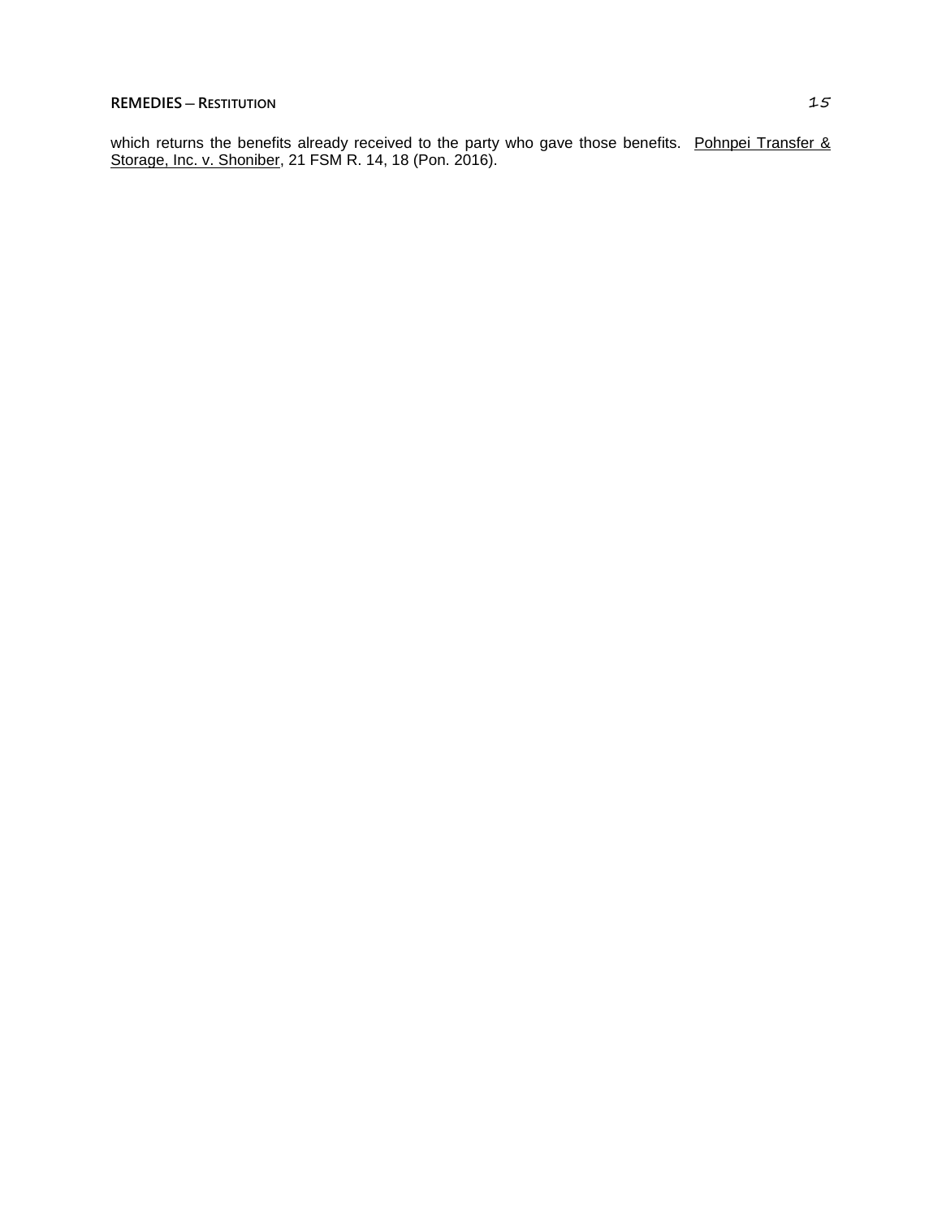which returns the benefits already received to the party who gave those benefits. Pohnpei Transfer & Storage, Inc. v. Shoniber, 21 FSM R. 14, 18 (Pon. 2016).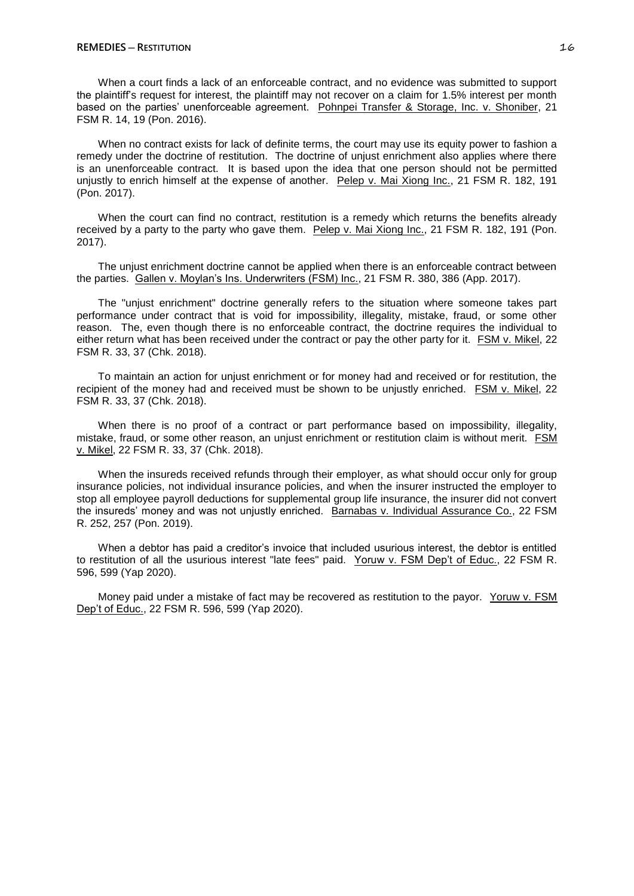When a court finds a lack of an enforceable contract, and no evidence was submitted to support the plaintiff's request for interest, the plaintiff may not recover on a claim for 1.5% interest per month based on the parties' unenforceable agreement. Pohnpei Transfer & Storage, Inc. v. Shoniber, 21 FSM R. 14, 19 (Pon. 2016).

When no contract exists for lack of definite terms, the court may use its equity power to fashion a remedy under the doctrine of restitution. The doctrine of unjust enrichment also applies where there is an unenforceable contract. It is based upon the idea that one person should not be permitted unjustly to enrich himself at the expense of another. Pelep v. Mai Xiong Inc., 21 FSM R. 182, 191 (Pon. 2017).

When the court can find no contract, restitution is a remedy which returns the benefits already received by a party to the party who gave them. Pelep v. Mai Xiong Inc., 21 FSM R. 182, 191 (Pon. 2017).

The unjust enrichment doctrine cannot be applied when there is an enforceable contract between the parties. Gallen v. Moylan's Ins. Underwriters (FSM) Inc., 21 FSM R. 380, 386 (App. 2017).

The "unjust enrichment" doctrine generally refers to the situation where someone takes part performance under contract that is void for impossibility, illegality, mistake, fraud, or some other reason. The, even though there is no enforceable contract, the doctrine requires the individual to either return what has been received under the contract or pay the other party for it. FSM v. Mikel, 22 FSM R. 33, 37 (Chk. 2018).

To maintain an action for unjust enrichment or for money had and received or for restitution, the recipient of the money had and received must be shown to be unjustly enriched. FSM v. Mikel, 22 FSM R. 33, 37 (Chk. 2018).

When there is no proof of a contract or part performance based on impossibility, illegality, mistake, fraud, or some other reason, an unjust enrichment or restitution claim is without merit. FSM v. Mikel, 22 FSM R. 33, 37 (Chk. 2018).

When the insureds received refunds through their employer, as what should occur only for group insurance policies, not individual insurance policies, and when the insurer instructed the employer to stop all employee payroll deductions for supplemental group life insurance, the insurer did not convert the insureds' money and was not unjustly enriched. Barnabas v. Individual Assurance Co., 22 FSM R. 252, 257 (Pon. 2019).

When a debtor has paid a creditor's invoice that included usurious interest, the debtor is entitled to restitution of all the usurious interest "late fees" paid. Yoruw v. FSM Dep't of Educ., 22 FSM R. 596, 599 (Yap 2020).

Money paid under a mistake of fact may be recovered as restitution to the payor. Yoruw v. FSM Dep't of Educ., 22 FSM R. 596, 599 (Yap 2020).